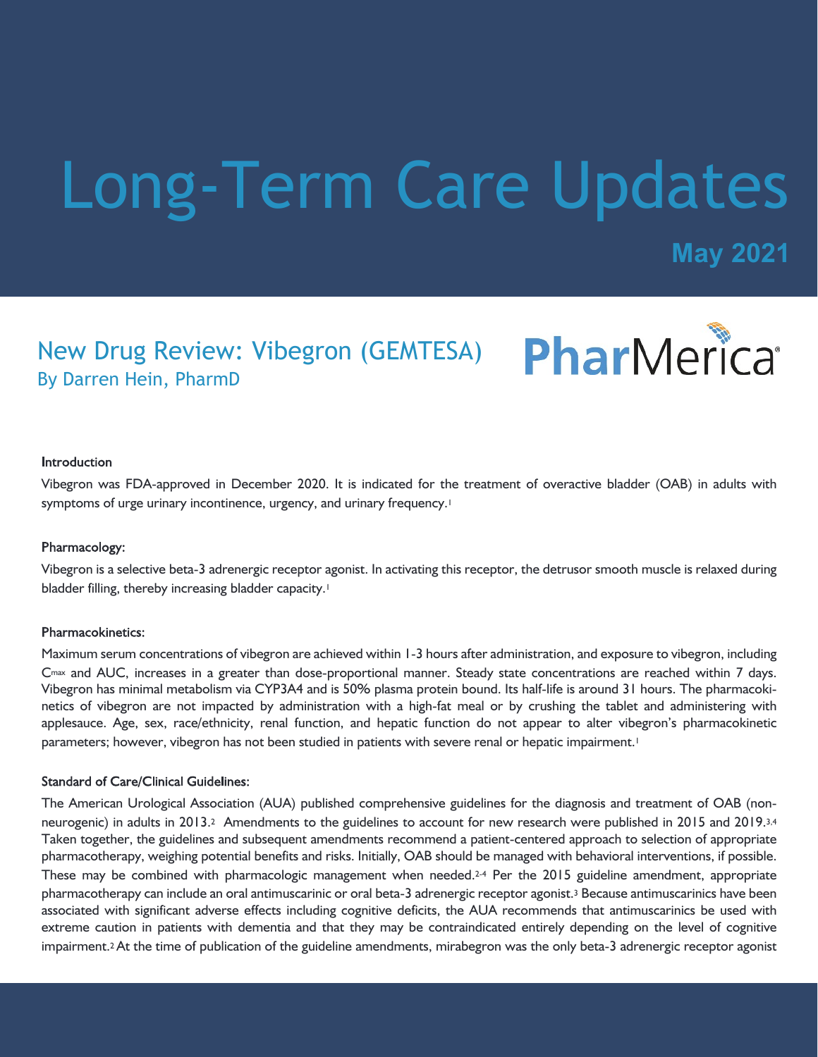# Long-Term Care Updates

**May 2021**

## New Drug Review: Vibegron (GEMTESA)

By Darren Hein, PharmD

PharMerica

### Introduction

Vibegron was FDA-approved in December 2020. It is indicated for the treatment of overactive bladder (OAB) in adults with symptoms of urge urinary incontinence, urgency, and urinary frequency.[1]

### Pharmacology:

Vibegron is a selective beta-3 adrenergic receptor agonist. In activating this receptor, the detrusor smooth muscle is relaxed during bladder filling, thereby increasing bladder capacity.[1]

### Pharmacokinetics:

Maximum serum concentrations of vibegron are achieved within 1-3 hours after administration, and exposure to vibegron, including $C_{max}$ and AUC, increases in a greater than dose-proportional manner. Steady state concentrations are reached within 7 days. Vibegron has minimal metabolism via CYP3A4 and is 50% plasma protein bound. Its half-life is around 31 hours. The pharmacokinetics of vibegron are not impacted by administration with a high-fat meal or by crushing the tablet and administering with applesauce. Age, sex, race/ethnicity, renal function, and hepatic function do not appear to alter vibegron's pharmacokinetic parameters; however, vibegron has not been studied in patients with severe renal or hepatic impairment.[1]

### Standard of Care/Clinical Guidelines:

The American Urological Association (AUA) published comprehensive guidelines for the diagnosis and treatment of OAB (non-neurogenic) in adults in 2013.[2] Amendments to the guidelines to account for new research were published in 2015 and 2019.[3,4] Taken together, the guidelines and subsequent amendments recommend a patient-centered approach to selection of appropriate pharmacotherapy, weighing potential benefits and risks. Initially, OAB should be managed with behavioral interventions, if possible. These may be combined with pharmacologic management when needed.[2-4] Per the 2015 guideline amendment, appropriate pharmacotherapy can include an oral antimuscarinic or oral beta-3 adrenergic receptor agonist.[3] Because antimuscarinics have been associated with significant adverse effects including cognitive deficits, the AUA recommends that antimuscarinics be used with extreme caution in patients with dementia and that they may be contraindicated entirely depending on the level of cognitive impairment.[2] At the time of publication of the guideline amendments, mirabegron was the only beta-3 adrenergic receptor agonist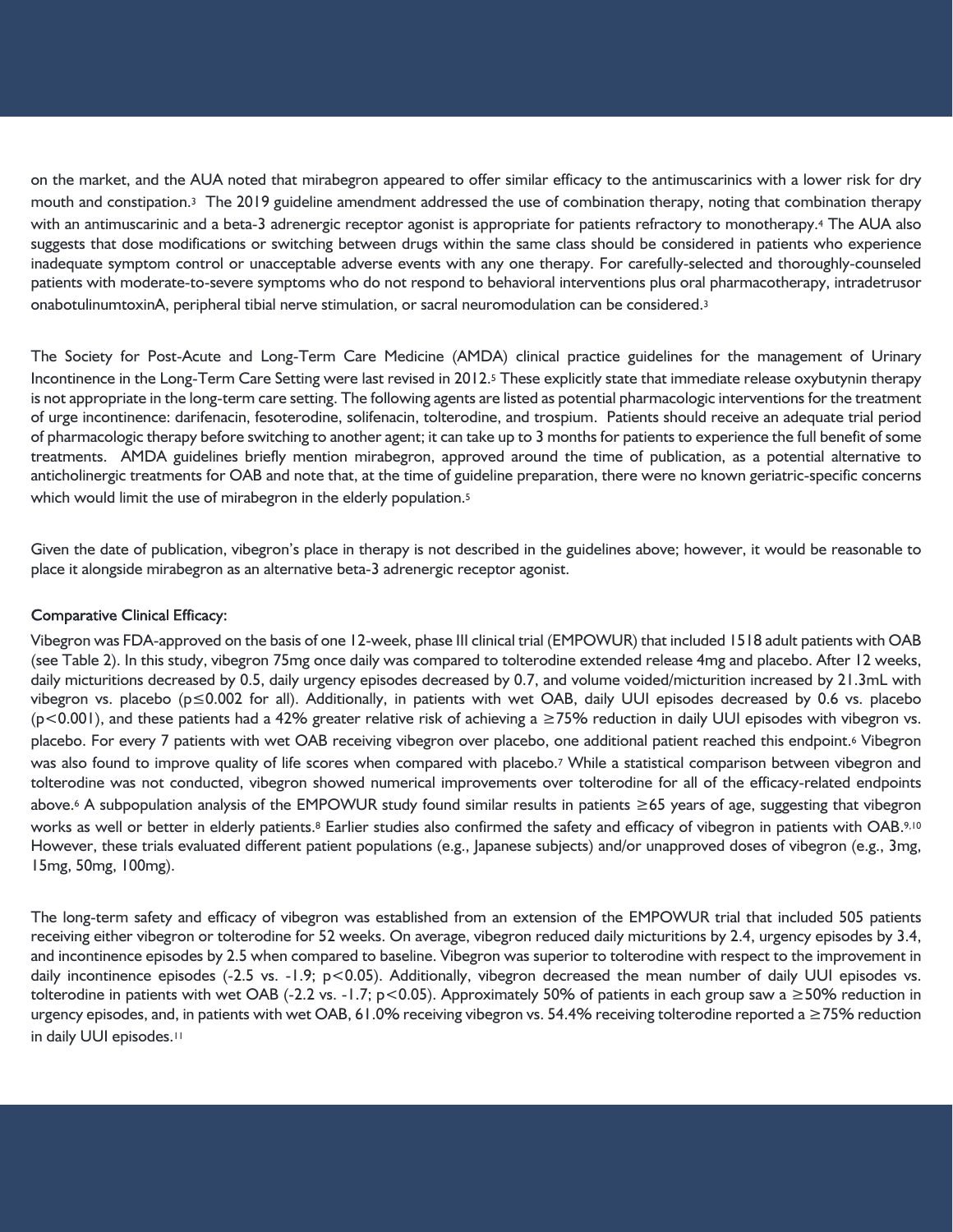on the market, and the AUA noted that mirabegron appeared to offer similar efficacy to the antimuscarinics with a lower risk for dry mouth and constipation.[3] The 2019 guideline amendment addressed the use of combination therapy, noting that combination therapy with an antimuscarinic and a beta-3 adrenergic receptor agonist is appropriate for patients refractory to monotherapy.[4] The AUA also suggests that dose modifications or switching between drugs within the same class should be considered in patients who experience inadequate symptom control or unacceptable adverse events with any one therapy. For carefully-selected and thoroughly-counseled patients with moderate-to-severe symptoms who do not respond to behavioral interventions plus oral pharmacotherapy, intradetrusor onabotulinumtoxinA, peripheral tibial nerve stimulation, or sacral neuromodulation can be considered.[3]

The Society for Post-Acute and Long-Term Care Medicine (AMDA) clinical practice guidelines for the management of Urinary Incontinence in the Long-Term Care Setting were last revised in 2012.[5] These explicitly state that immediate release oxybutynin therapy is not appropriate in the long-term care setting. The following agents are listed as potential pharmacologic interventions for the treatment of urge incontinence: darifenacin, fesoterodine, solifenacin, tolterodine, and trospium. Patients should receive an adequate trial period of pharmacologic therapy before switching to another agent; it can take up to 3 months for patients to experience the full benefit of some treatments. AMDA guidelines briefly mention mirabegron, approved around the time of publication, as a potential alternative to anticholinergic treatments for OAB and note that, at the time of guideline preparation, there were no known geriatric-specific concerns which would limit the use of mirabegron in the elderly population.[5]

Given the date of publication, vibegron's place in therapy is not described in the guidelines above; however, it would be reasonable to place it alongside mirabegron as an alternative beta-3 adrenergic receptor agonist.

**Comparative Clinical Efficacy:**

Vibegron was FDA-approved on the basis of one 12-week, phase III clinical trial (EMPOWUR) that included 1518 adult patients with OAB (see Table 2). In this study, vibegron 75mg once daily was compared to tolterodine extended release 4mg and placebo. After 12 weeks, daily micturitions decreased by 0.5, daily urgency episodes decreased by 0.7, and volume voided/micturition increased by 21.3mL with vibegron vs. placebo ($p \leq 0.002$ for all). Additionally, in patients with wet OAB, daily UUI episodes decreased by 0.6 vs. placebo ($p < 0.001$), and these patients had a 42% greater relative risk of achieving a ≥75% reduction in daily UUI episodes with vibegron vs. placebo. For every 7 patients with wet OAB receiving vibegron over placebo, one additional patient reached this endpoint.[6] Vibegron was also found to improve quality of life scores when compared with placebo.[7] While a statistical comparison between vibegron and tolterodine was not conducted, vibegron showed numerical improvements over tolterodine for all of the efficacy-related endpoints above.[6] A subpopulation analysis of the EMPOWUR study found similar results in patients ≥65 years of age, suggesting that vibegron works as well or better in elderly patients.[8] Earlier studies also confirmed the safety and efficacy of vibegron in patients with OAB.[9,10] However, these trials evaluated different patient populations (e.g., Japanese subjects) and/or unapproved doses of vibegron (e.g., 3mg, 15mg, 50mg, 100mg).

The long-term safety and efficacy of vibegron was established from an extension of the EMPOWUR trial that included 505 patients receiving either vibegron or tolterodine for 52 weeks. On average, vibegron reduced daily micturitions by 2.4, urgency episodes by 3.4, and incontinence episodes by 2.5 when compared to baseline. Vibegron was superior to tolterodine with respect to the improvement in daily incontinence episodes (-2.5 vs. -1.9; $p < 0.05$). Additionally, vibegron decreased the mean number of daily UUI episodes vs. tolterodine in patients with wet OAB (-2.2 vs. -1.7; $p < 0.05$). Approximately 50% of patients in each group saw a ≥50% reduction in urgency episodes, and, in patients with wet OAB, 61.0% receiving vibegron vs. 54.4% receiving tolterodine reported a ≥75% reduction in daily UUI episodes.[11]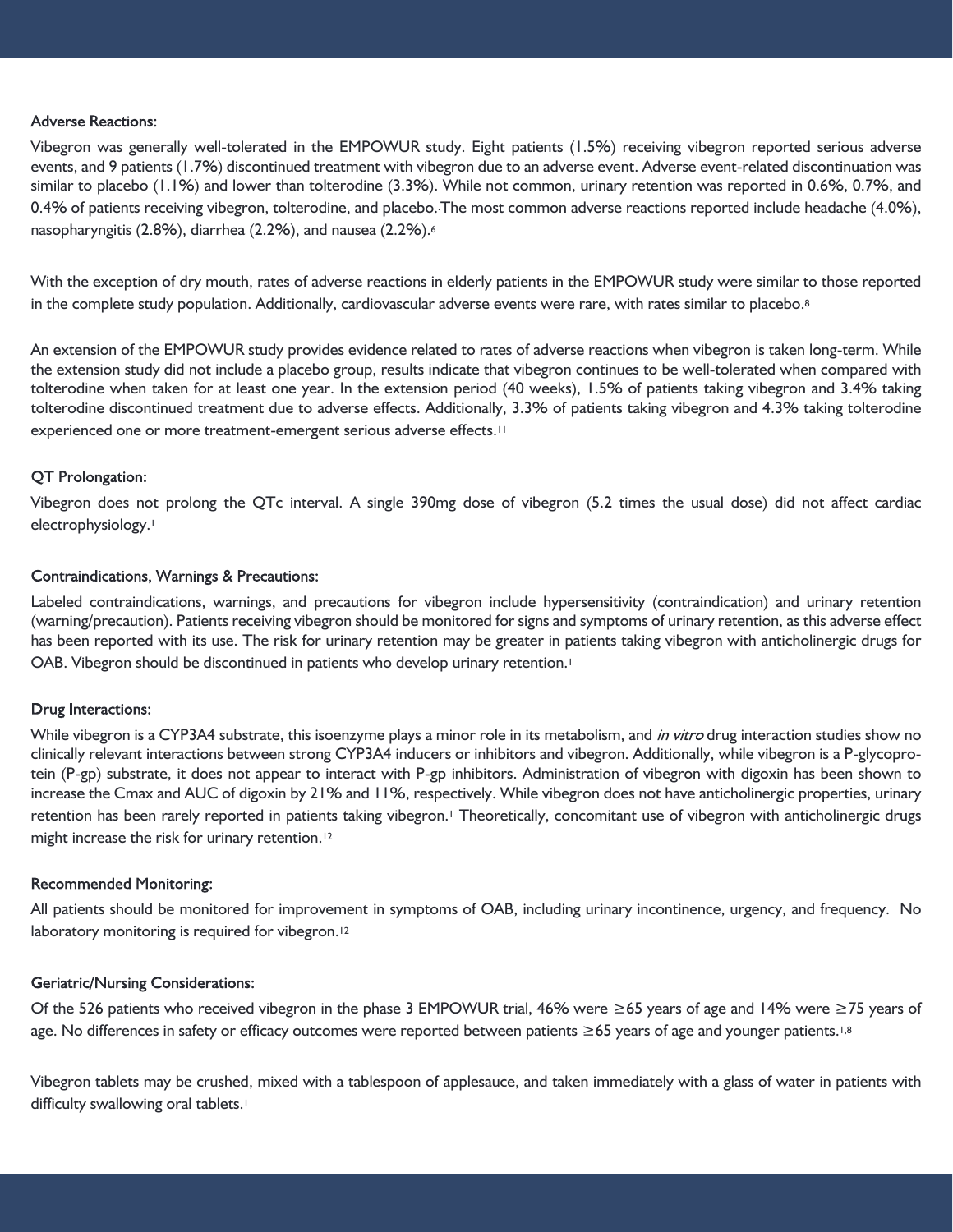### Adverse Reactions:

Vibegron was generally well-tolerated in the EMPOWUR study. Eight patients (1.5%) receiving vibegron reported serious adverse events, and 9 patients (1.7%) discontinued treatment with vibegron due to an adverse event. Adverse event-related discontinuation was similar to placebo (1.1%) and lower than tolterodine (3.3%). While not common, urinary retention was reported in 0.6%, 0.7%, and 0.4% of patients receiving vibegron, tolterodine, and placebo. The most common adverse reactions reported include headache (4.0%), nasopharyngitis (2.8%), diarrhea (2.2%), and nausea (2.2%).[6]

With the exception of dry mouth, rates of adverse reactions in elderly patients in the EMPOWUR study were similar to those reported in the complete study population. Additionally, cardiovascular adverse events were rare, with rates similar to placebo.[8]

An extension of the EMPOWUR study provides evidence related to rates of adverse reactions when vibegron is taken long-term. While the extension study did not include a placebo group, results indicate that vibegron continues to be well-tolerated when compared with tolterodine when taken for at least one year. In the extension period (40 weeks), 1.5% of patients taking vibegron and 3.4% taking tolterodine discontinued treatment due to adverse effects. Additionally, 3.3% of patients taking vibegron and 4.3% taking tolterodine experienced one or more treatment-emergent serious adverse effects.[11]

### QT Prolongation:

Vibegron does not prolong the QTc interval. A single 390mg dose of vibegron (5.2 times the usual dose) did not affect cardiac electrophysiology.[1]

### Contraindications, Warnings & Precautions:

Labeled contraindications, warnings, and precautions for vibegron include hypersensitivity (contraindication) and urinary retention (warning/precaution). Patients receiving vibegron should be monitored for signs and symptoms of urinary retention, as this adverse effect has been reported with its use. The risk for urinary retention may be greater in patients taking vibegron with anticholinergic drugs for OAB. Vibegron should be discontinued in patients who develop urinary retention.[1]

### Drug Interactions:

While vibegron is a CYP3A4 substrate, this isoenzyme plays a minor role in its metabolism, and *in vitro* drug interaction studies show no clinically relevant interactions between strong CYP3A4 inducers or inhibitors and vibegron. Additionally, while vibegron is a P-glycoprotein (P-gp) substrate, it does not appear to interact with P-gp inhibitors. Administration of vibegron with digoxin has been shown to increase the Cmax and AUC of digoxin by 21% and 11%, respectively. While vibegron does not have anticholinergic properties, urinary retention has been rarely reported in patients taking vibegron.[1] Theoretically, concomitant use of vibegron with anticholinergic drugs might increase the risk for urinary retention.[12]

### Recommended Monitoring:

All patients should be monitored for improvement in symptoms of OAB, including urinary incontinence, urgency, and frequency. No laboratory monitoring is required for vibegron.[12]

### Geriatric/Nursing Considerations:

Of the 526 patients who received vibegron in the phase 3 EMPOWUR trial, 46% were ≥65 years of age and 14% were ≥75 years of age. No differences in safety or efficacy outcomes were reported between patients ≥65 years of age and younger patients.[1,8]

Vibegron tablets may be crushed, mixed with a tablespoon of applesauce, and taken immediately with a glass of water in patients with difficulty swallowing oral tablets.[1]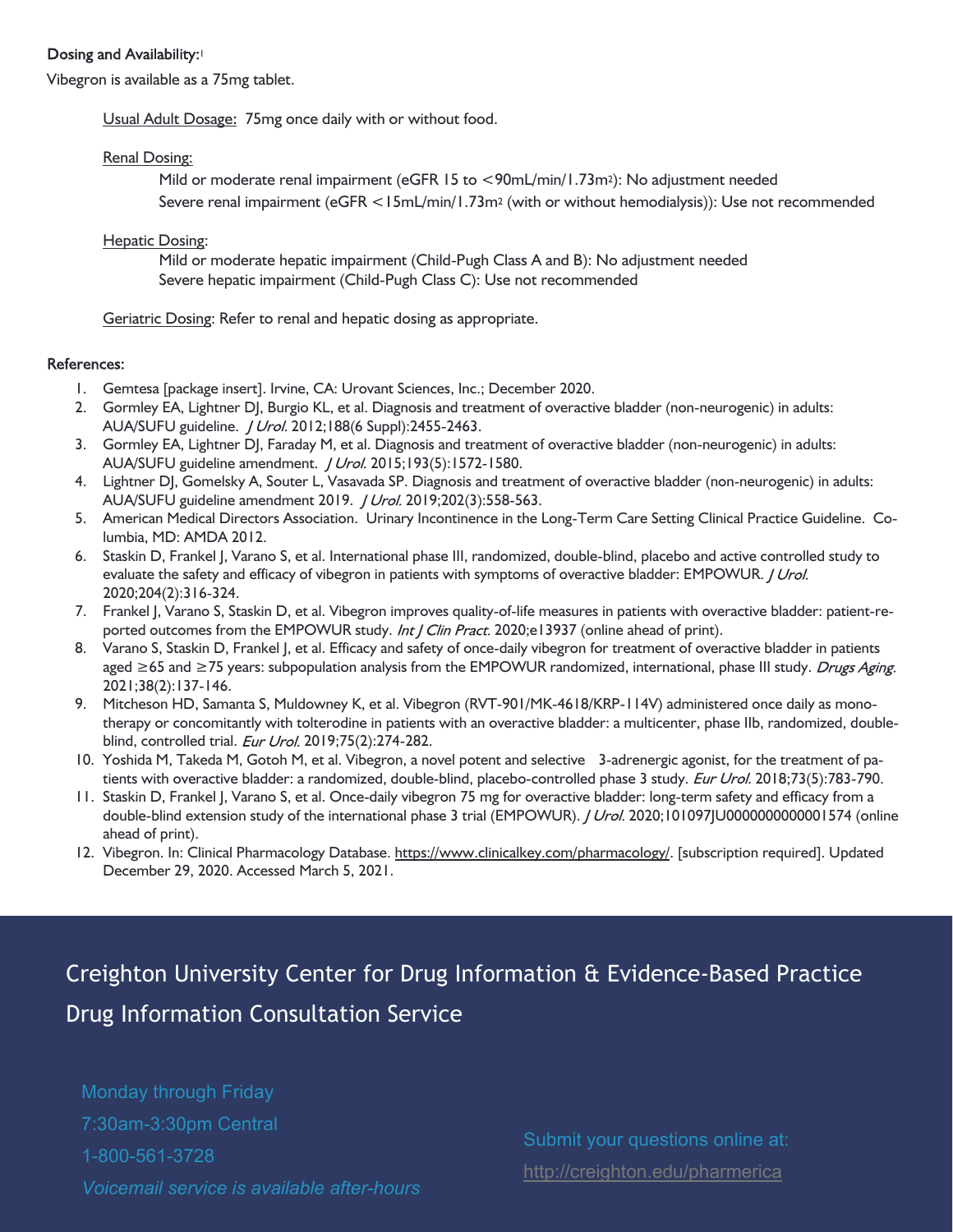Dosing and Availability:[1]

Vibegron is available as a 75mg tablet.

Usual Adult Dosage: 75mg once daily with or without food.

Renal Dosing:

Mild or moderate renal impairment (eGFR 15 to <90mL/min/1.73m$^2$): No adjustment needed

Severe renal impairment (eGFR <15mL/min/1.73m$^2$ (with or without hemodialysis)): Use not recommended

Hepatic Dosing:

Mild or moderate hepatic impairment (Child-Pugh Class A and B): No adjustment needed

Severe hepatic impairment (Child-Pugh Class C): Use not recommended

Geriatric Dosing: Refer to renal and hepatic dosing as appropriate.

References:

1. Gemtesa [package insert]. Irvine, CA: Urovant Sciences, Inc.; December 2020.
2. Gormley EA, Lightner DJ, Burgio KL, et al. Diagnosis and treatment of overactive bladder (non-neurogenic) in adults: AUA/SUFU guideline. *J Urol.* 2012;188(6 Suppl):2455-2463.
3. Gormley EA, Lightner DJ, Faraday M, et al. Diagnosis and treatment of overactive bladder (non-neurogenic) in adults: AUA/SUFU guideline amendment. *J Urol.* 2015;193(5):1572-1580.
4. Lightner DJ, Gomelsky A, Souter L, Vasavada SP. Diagnosis and treatment of overactive bladder (non-neurogenic) in adults: AUA/SUFU guideline amendment 2019. *J Urol.* 2019;202(3):558-563.
5. American Medical Directors Association. Urinary Incontinence in the Long-Term Care Setting Clinical Practice Guideline. Columbia, MD: AMDA 2012.
6. Staskin D, Frankel J, Varano S, et al. International phase III, randomized, double-blind, placebo and active controlled study to evaluate the safety and efficacy of vibegron in patients with symptoms of overactive bladder: EMPOWUR. *J Urol.* 2020;204(2):316-324.
7. Frankel J, Varano S, Staskin D, et al. Vibegron improves quality-of-life measures in patients with overactive bladder: patient-reported outcomes from the EMPOWUR study. *Int J Clin Pract.* 2020;e13937 (online ahead of print).
8. Varano S, Staskin D, Frankel J, et al. Efficacy and safety of once-daily vibegron for treatment of overactive bladder in patients aged ≥65 and ≥75 years: subpopulation analysis from the EMPOWUR randomized, international, phase III study. *Drugs Aging.* 2021;38(2):137-146.
9. Mitcheson HD, Samanta S, Muldowney K, et al. Vibegron (RVT-901/MK-4618/KRP-114V) administered once daily as monotherapy or concomitantly with tolterodine in patients with an overactive bladder: a multicenter, phase IIb, randomized, double-blind, controlled trial. *Eur Urol.* 2019;75(2):274-282.
10. Yoshida M, Takeda M, Gotoh M, et al. Vibegron, a novel potent and selective 3-adrenergic agonist, for the treatment of patients with overactive bladder: a randomized, double-blind, placebo-controlled phase 3 study. *Eur Urol.* 2018;73(5):783-790.
11. Staskin D, Frankel J, Varano S, et al. Once-daily vibegron 75 mg for overactive bladder: long-term safety and efficacy from a double-blind extension study of the international phase 3 trial (EMPOWUR). *J Urol.* 2020;101097JU0000000000001574 (online ahead of print).
12. Vibegron. In: Clinical Pharmacology Database. https://www.clinicalkey.com/pharmacology/. [subscription required]. Updated December 29, 2020. Accessed March 5, 2021.

Creighton University Center for Drug Information & Evidence-Based Practice

Drug Information Consultation Service

Monday through Friday

7:30am-3:30pm Central

1-800-561-3728

*Voicemail service is available after-hours*

Submit your questions online at:

http://creighton.edu/pharmerica